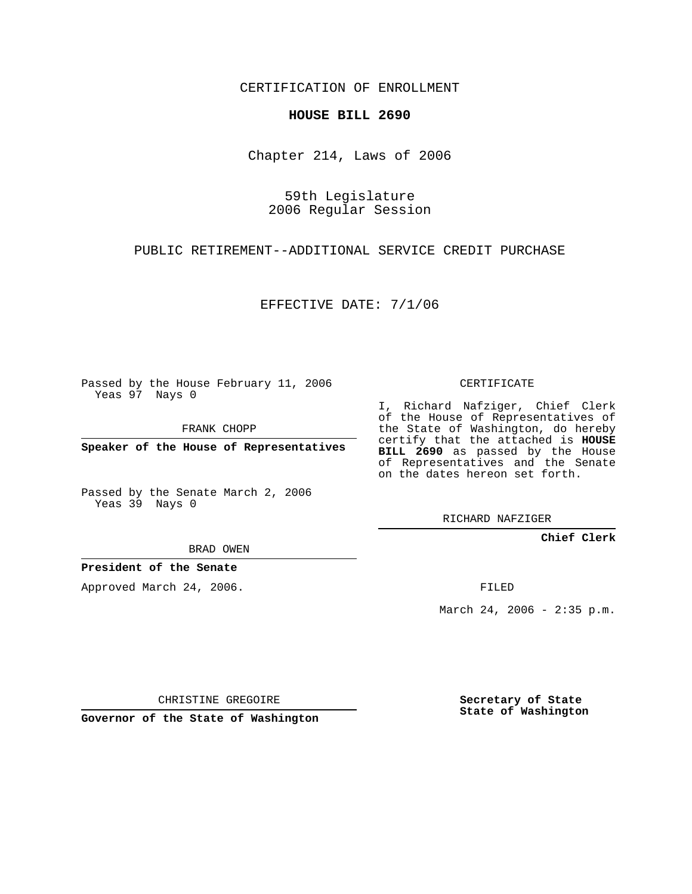CERTIFICATION OF ENROLLMENT

# HOUSE BILL 2690

Chapter 214, Laws of 2006

59th Legislature
2006 Regular Session

PUBLIC RETIREMENT--ADDITIONAL SERVICE CREDIT PURCHASE

EFFECTIVE DATE: 7/1/06

Passed by the House February 11, 2006
Yeas 97 Nays 0

FRANK CHOPP

**Speaker of the House of Representatives**

Passed by the Senate March 2, 2006
Yeas 39 Nays 0

BRAD OWEN

**President of the Senate**

Approved March 24, 2006.

CHRISTINE GREGOIRE

**Governor of the State of Washington**

CERTIFICATE

I, Richard Nafziger, Chief Clerk of the House of Representatives of the State of Washington, do hereby certify that the attached is **HOUSE BILL 2690** as passed by the House of Representatives and the Senate on the dates hereon set forth.

RICHARD NAFZIGER

**Chief Clerk**

FILED

March 24, 2006 - 2:35 p.m.

**Secretary of State**
**State of Washington**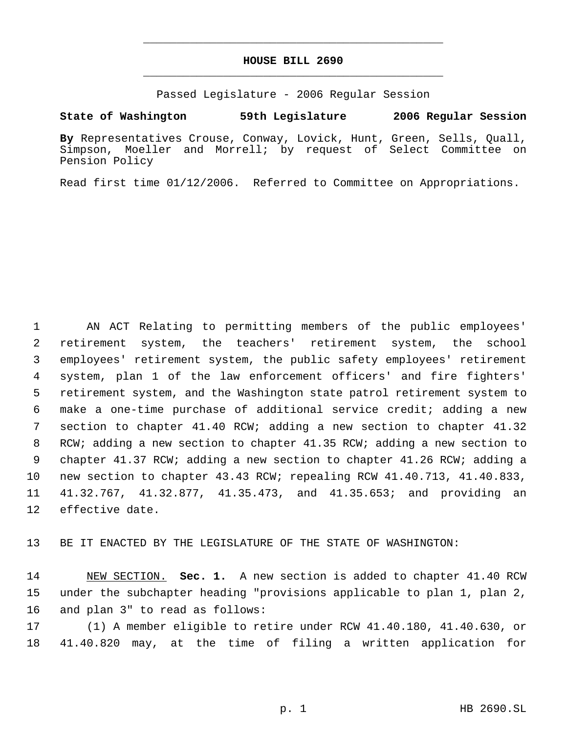# HOUSE BILL 2690

Passed Legislature - 2006 Regular Session

**State of Washington 59th Legislature 2006 Regular Session**

**By** Representatives Crouse, Conway, Lovick, Hunt, Green, Sells, Quall, Simpson, Moeller and Morrell; by request of Select Committee on Pension Policy

Read first time 01/12/2006. Referred to Committee on Appropriations.

AN ACT Relating to permitting members of the public employees' retirement system, the teachers' retirement system, the school employees' retirement system, the public safety employees' retirement system, plan 1 of the law enforcement officers' and fire fighters' retirement system, and the Washington state patrol retirement system to make a one-time purchase of additional service credit; adding a new section to chapter 41.40 RCW; adding a new section to chapter 41.32 RCW; adding a new section to chapter 41.35 RCW; adding a new section to chapter 41.37 RCW; adding a new section to chapter 41.26 RCW; adding a new section to chapter 43.43 RCW; repealing RCW 41.40.713, 41.40.833, 41.32.767, 41.32.877, 41.35.473, and 41.35.653; and providing an effective date.

BE IT ENACTED BY THE LEGISLATURE OF THE STATE OF WASHINGTON:

NEW SECTION. **Sec. 1.** A new section is added to chapter 41.40 RCW under the subchapter heading "provisions applicable to plan 1, plan 2, and plan 3" to read as follows:

(1) A member eligible to retire under RCW 41.40.180, 41.40.630, or 41.40.820 may, at the time of filing a written application for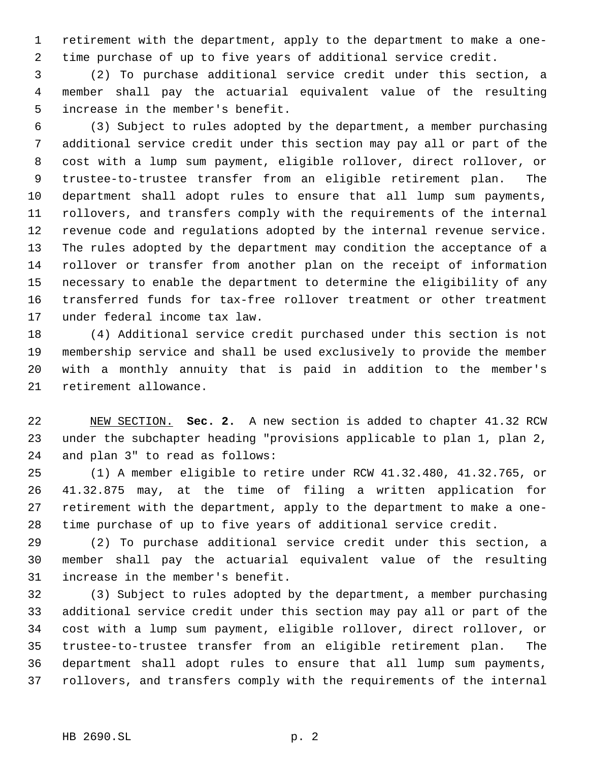retirement with the department, apply to the department to make a one-time purchase of up to five years of additional service credit.

(2) To purchase additional service credit under this section, a member shall pay the actuarial equivalent value of the resulting increase in the member's benefit.

(3) Subject to rules adopted by the department, a member purchasing additional service credit under this section may pay all or part of the cost with a lump sum payment, eligible rollover, direct rollover, or trustee-to-trustee transfer from an eligible retirement plan. The department shall adopt rules to ensure that all lump sum payments, rollovers, and transfers comply with the requirements of the internal revenue code and regulations adopted by the internal revenue service. The rules adopted by the department may condition the acceptance of a rollover or transfer from another plan on the receipt of information necessary to enable the department to determine the eligibility of any transferred funds for tax-free rollover treatment or other treatment under federal income tax law.

(4) Additional service credit purchased under this section is not membership service and shall be used exclusively to provide the member with a monthly annuity that is paid in addition to the member's retirement allowance.

NEW SECTION. **Sec. 2.** A new section is added to chapter 41.32 RCW under the subchapter heading "provisions applicable to plan 1, plan 2, and plan 3" to read as follows:

(1) A member eligible to retire under RCW 41.32.480, 41.32.765, or 41.32.875 may, at the time of filing a written application for retirement with the department, apply to the department to make a one-time purchase of up to five years of additional service credit.

(2) To purchase additional service credit under this section, a member shall pay the actuarial equivalent value of the resulting increase in the member's benefit.

(3) Subject to rules adopted by the department, a member purchasing additional service credit under this section may pay all or part of the cost with a lump sum payment, eligible rollover, direct rollover, or trustee-to-trustee transfer from an eligible retirement plan. The department shall adopt rules to ensure that all lump sum payments, rollovers, and transfers comply with the requirements of the internal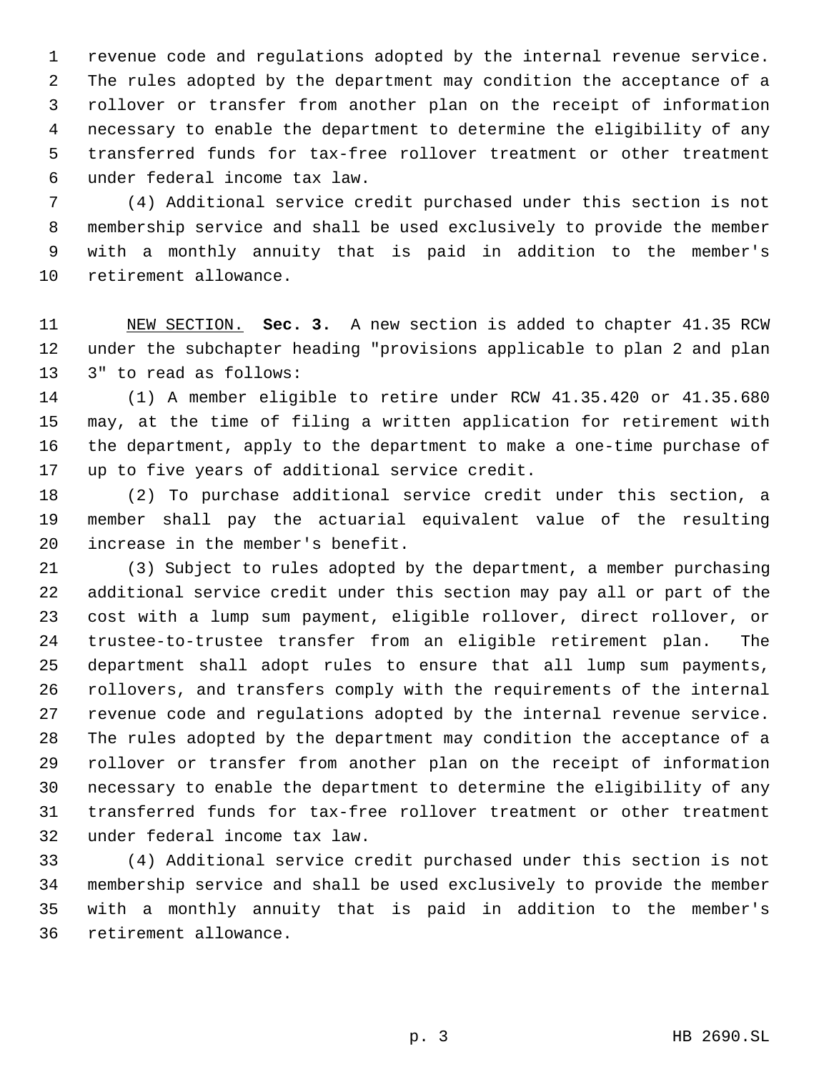revenue code and regulations adopted by the internal revenue service. The rules adopted by the department may condition the acceptance of a rollover or transfer from another plan on the receipt of information necessary to enable the department to determine the eligibility of any transferred funds for tax-free rollover treatment or other treatment under federal income tax law.

(4) Additional service credit purchased under this section is not membership service and shall be used exclusively to provide the member with a monthly annuity that is paid in addition to the member's retirement allowance.

NEW SECTION. **Sec. 3.** A new section is added to chapter 41.35 RCW under the subchapter heading "provisions applicable to plan 2 and plan 3" to read as follows:

(1) A member eligible to retire under RCW 41.35.420 or 41.35.680 may, at the time of filing a written application for retirement with the department, apply to the department to make a one-time purchase of up to five years of additional service credit.

(2) To purchase additional service credit under this section, a member shall pay the actuarial equivalent value of the resulting increase in the member's benefit.

(3) Subject to rules adopted by the department, a member purchasing additional service credit under this section may pay all or part of the cost with a lump sum payment, eligible rollover, direct rollover, or trustee-to-trustee transfer from an eligible retirement plan. The department shall adopt rules to ensure that all lump sum payments, rollovers, and transfers comply with the requirements of the internal revenue code and regulations adopted by the internal revenue service. The rules adopted by the department may condition the acceptance of a rollover or transfer from another plan on the receipt of information necessary to enable the department to determine the eligibility of any transferred funds for tax-free rollover treatment or other treatment under federal income tax law.

(4) Additional service credit purchased under this section is not membership service and shall be used exclusively to provide the member with a monthly annuity that is paid in addition to the member's retirement allowance.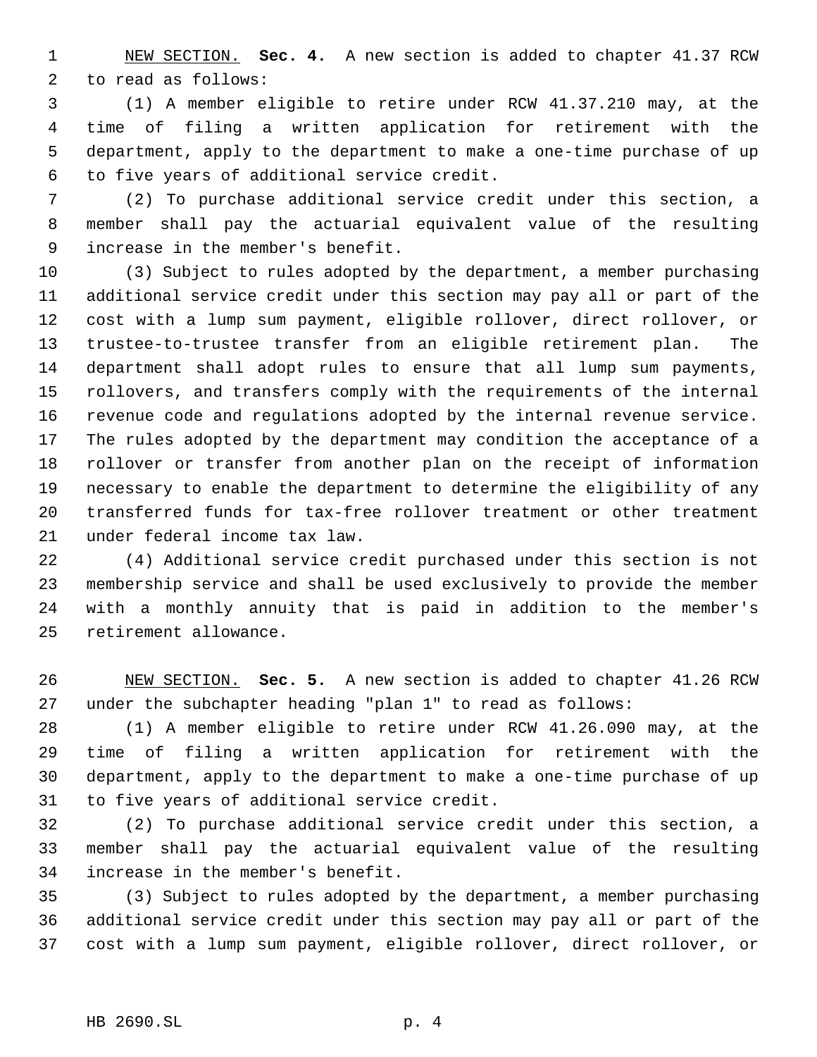NEW SECTION. **Sec. 4.** A new section is added to chapter 41.37 RCW to read as follows:

(1) A member eligible to retire under RCW 41.37.210 may, at the time of filing a written application for retirement with the department, apply to the department to make a one-time purchase of up to five years of additional service credit.

(2) To purchase additional service credit under this section, a member shall pay the actuarial equivalent value of the resulting increase in the member's benefit.

(3) Subject to rules adopted by the department, a member purchasing additional service credit under this section may pay all or part of the cost with a lump sum payment, eligible rollover, direct rollover, or trustee-to-trustee transfer from an eligible retirement plan. The department shall adopt rules to ensure that all lump sum payments, rollovers, and transfers comply with the requirements of the internal revenue code and regulations adopted by the internal revenue service. The rules adopted by the department may condition the acceptance of a rollover or transfer from another plan on the receipt of information necessary to enable the department to determine the eligibility of any transferred funds for tax-free rollover treatment or other treatment under federal income tax law.

(4) Additional service credit purchased under this section is not membership service and shall be used exclusively to provide the member with a monthly annuity that is paid in addition to the member's retirement allowance.

NEW SECTION. **Sec. 5.** A new section is added to chapter 41.26 RCW under the subchapter heading "plan 1" to read as follows:

(1) A member eligible to retire under RCW 41.26.090 may, at the time of filing a written application for retirement with the department, apply to the department to make a one-time purchase of up to five years of additional service credit.

(2) To purchase additional service credit under this section, a member shall pay the actuarial equivalent value of the resulting increase in the member's benefit.

(3) Subject to rules adopted by the department, a member purchasing additional service credit under this section may pay all or part of the cost with a lump sum payment, eligible rollover, direct rollover, or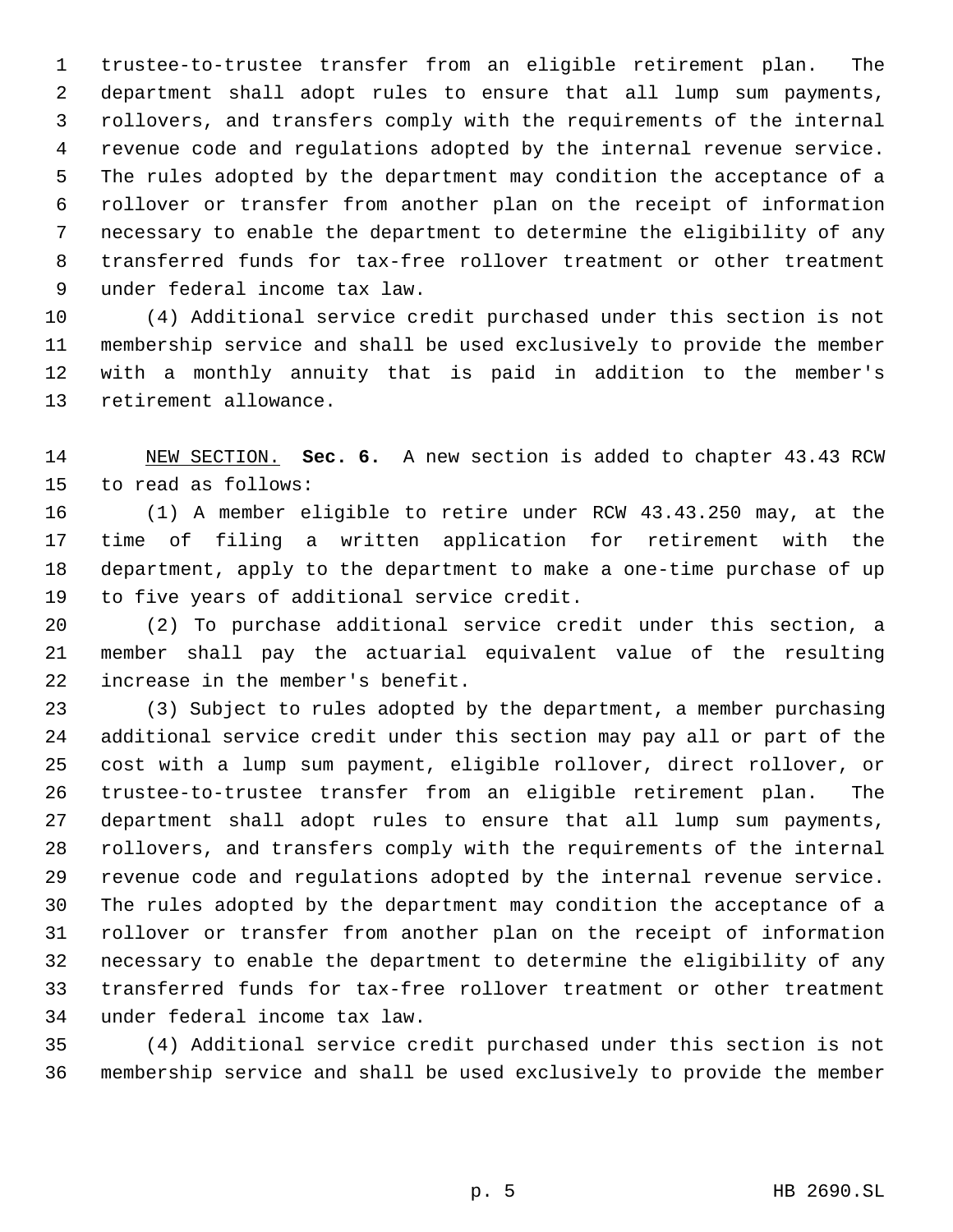trustee-to-trustee transfer from an eligible retirement plan. The department shall adopt rules to ensure that all lump sum payments, rollovers, and transfers comply with the requirements of the internal revenue code and regulations adopted by the internal revenue service. The rules adopted by the department may condition the acceptance of a rollover or transfer from another plan on the receipt of information necessary to enable the department to determine the eligibility of any transferred funds for tax-free rollover treatment or other treatment under federal income tax law.

(4) Additional service credit purchased under this section is not membership service and shall be used exclusively to provide the member with a monthly annuity that is paid in addition to the member's retirement allowance.

NEW SECTION. **Sec. 6.** A new section is added to chapter 43.43 RCW to read as follows:

(1) A member eligible to retire under RCW 43.43.250 may, at the time of filing a written application for retirement with the department, apply to the department to make a one-time purchase of up to five years of additional service credit.

(2) To purchase additional service credit under this section, a member shall pay the actuarial equivalent value of the resulting increase in the member's benefit.

(3) Subject to rules adopted by the department, a member purchasing additional service credit under this section may pay all or part of the cost with a lump sum payment, eligible rollover, direct rollover, or trustee-to-trustee transfer from an eligible retirement plan. The department shall adopt rules to ensure that all lump sum payments, rollovers, and transfers comply with the requirements of the internal revenue code and regulations adopted by the internal revenue service. The rules adopted by the department may condition the acceptance of a rollover or transfer from another plan on the receipt of information necessary to enable the department to determine the eligibility of any transferred funds for tax-free rollover treatment or other treatment under federal income tax law.

(4) Additional service credit purchased under this section is not membership service and shall be used exclusively to provide the member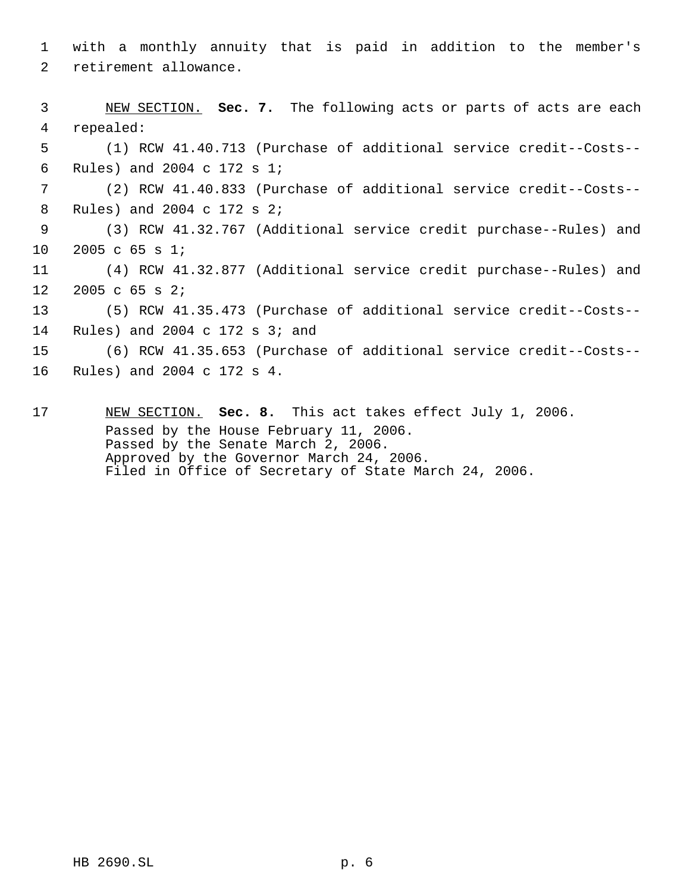with a monthly annuity that is paid in addition to the member's retirement allowance.

NEW SECTION. **Sec. 7.** The following acts or parts of acts are each repealed:

(1) RCW 41.40.713 (Purchase of additional service credit--Costs--Rules) and 2004 c 172 s 1;

(2) RCW 41.40.833 (Purchase of additional service credit--Costs--Rules) and 2004 c 172 s 2;

(3) RCW 41.32.767 (Additional service credit purchase--Rules) and 2005 c 65 s 1;

(4) RCW 41.32.877 (Additional service credit purchase--Rules) and 2005 c 65 s 2;

(5) RCW 41.35.473 (Purchase of additional service credit--Costs--Rules) and 2004 c 172 s 3; and

(6) RCW 41.35.653 (Purchase of additional service credit--Costs--Rules) and 2004 c 172 s 4.

NEW SECTION. **Sec. 8.** This act takes effect July 1, 2006.

Passed by the House February 11, 2006.
Passed by the Senate March 2, 2006.
Approved by the Governor March 24, 2006.
Filed in Office of Secretary of State March 24, 2006.